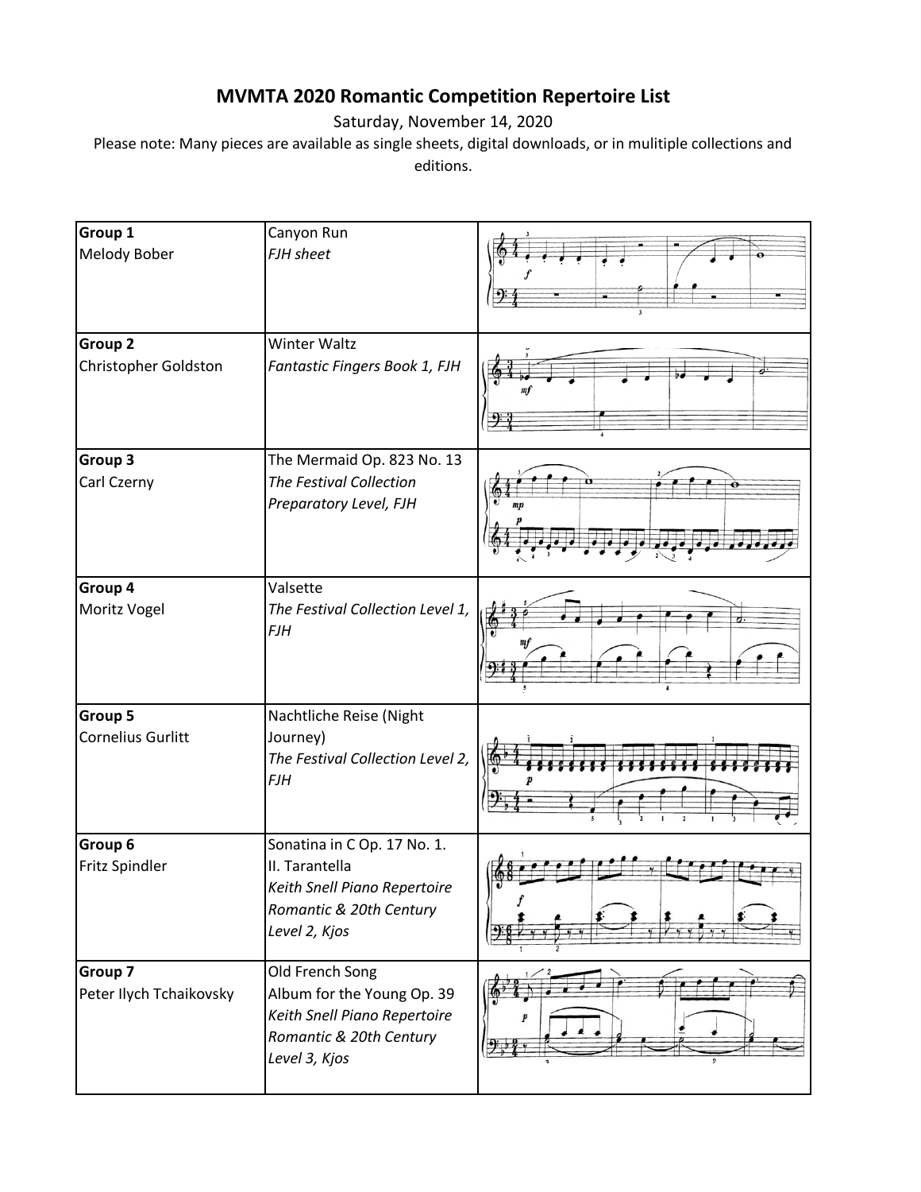# MVMTA 2020 Romantic Competition Repertoire List

Saturday, November 14, 2020

Please note: Many pieces are available as single sheets, digital downloads, or in mulitiple collections and editions.

| Group | Piece | |
|---|---|---|
| **Group 1**<br>Melody Bober | Canyon Run<br>*FJH sheet* | |
| **Group 2**<br>Christopher Goldston | Winter Waltz<br>*Fantastic Fingers Book 1, FJH* | |
| **Group 3**<br>Carl Czerny | The Mermaid Op. 823 No. 13<br>*The Festival Collection Preparatory Level, FJH* | |
| **Group 4**<br>Moritz Vogel | Valsette<br>*The Festival Collection Level 1, FJH* | |
| **Group 5**<br>Cornelius Gurlitt | Nachtliche Reise (Night Journey)<br>*The Festival Collection Level 2, FJH* | |
| **Group 6**<br>Fritz Spindler | Sonatina in C Op. 17 No. 1.<br>II. Tarantella<br>*Keith Snell Piano Repertoire Romantic & 20th Century Level 2, Kjos* | |
| **Group 7**<br>Peter Ilych Tchaikovsky | Old French Song<br>Album for the Young Op. 39<br>*Keith Snell Piano Repertoire Romantic & 20th Century Level 3, Kjos* | |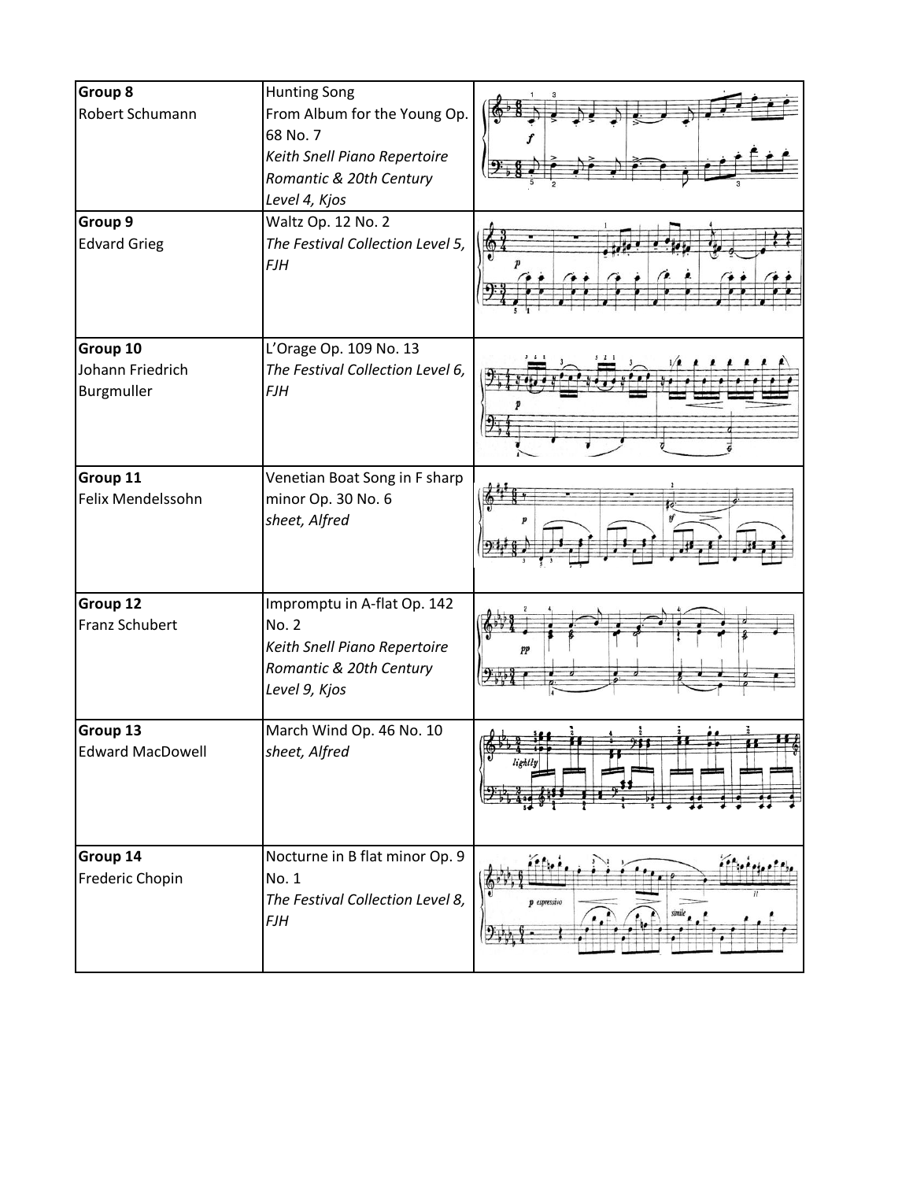| **Group 8** Robert Schumann | Hunting Song From Album for the Young Op. 68 No. 7 *Keith Snell Piano Repertoire Romantic & 20th Century Level 4, Kjos* | |
|---|---|---|
| **Group 9** Edvard Grieg | Waltz Op. 12 No. 2 *The Festival Collection Level 5, FJH* | |
| **Group 10** Johann Friedrich Burgmuller | L'Orage Op. 109 No. 13 *The Festival Collection Level 6, FJH* | |
| **Group 11** Felix Mendelssohn | Venetian Boat Song in F sharp minor Op. 30 No. 6 *sheet, Alfred* | |
| **Group 12** Franz Schubert | Impromptu in A-flat Op. 142 No. 2 *Keith Snell Piano Repertoire Romantic & 20th Century Level 9, Kjos* | |
| **Group 13** Edward MacDowell | March Wind Op. 46 No. 10 *sheet, Alfred* | |
| **Group 14** Frederic Chopin | Nocturne in B flat minor Op. 9 No. 1 *The Festival Collection Level 8, FJH* | |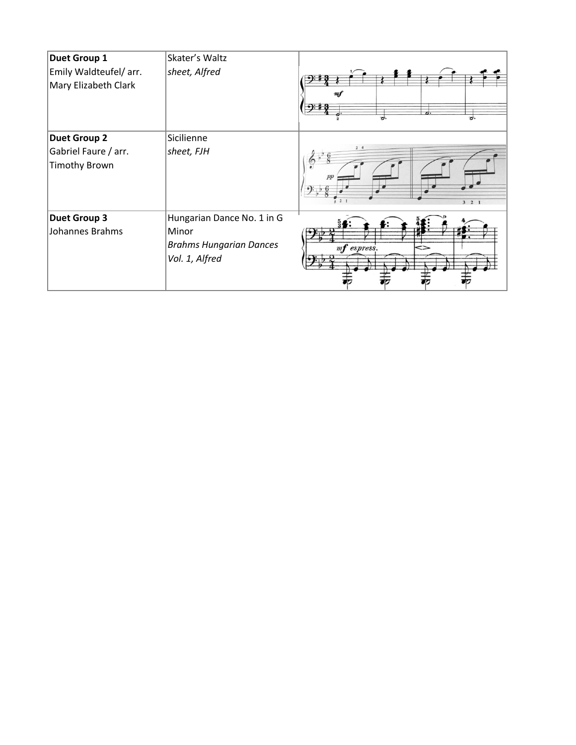| | | |
|---|---|---|
| **Duet Group 1**<br>Emily Waldteufel/ arr. Mary Elizabeth Clark | Skater's Waltz<br>*sheet, Alfred* | |
| **Duet Group 2**<br>Gabriel Faure / arr. Timothy Brown | Sicilienne<br>*sheet, FJH* | |
| **Duet Group 3**<br>Johannes Brahms | Hungarian Dance No. 1 in G Minor<br>*Brahms Hungarian Dances Vol. 1, Alfred* | |